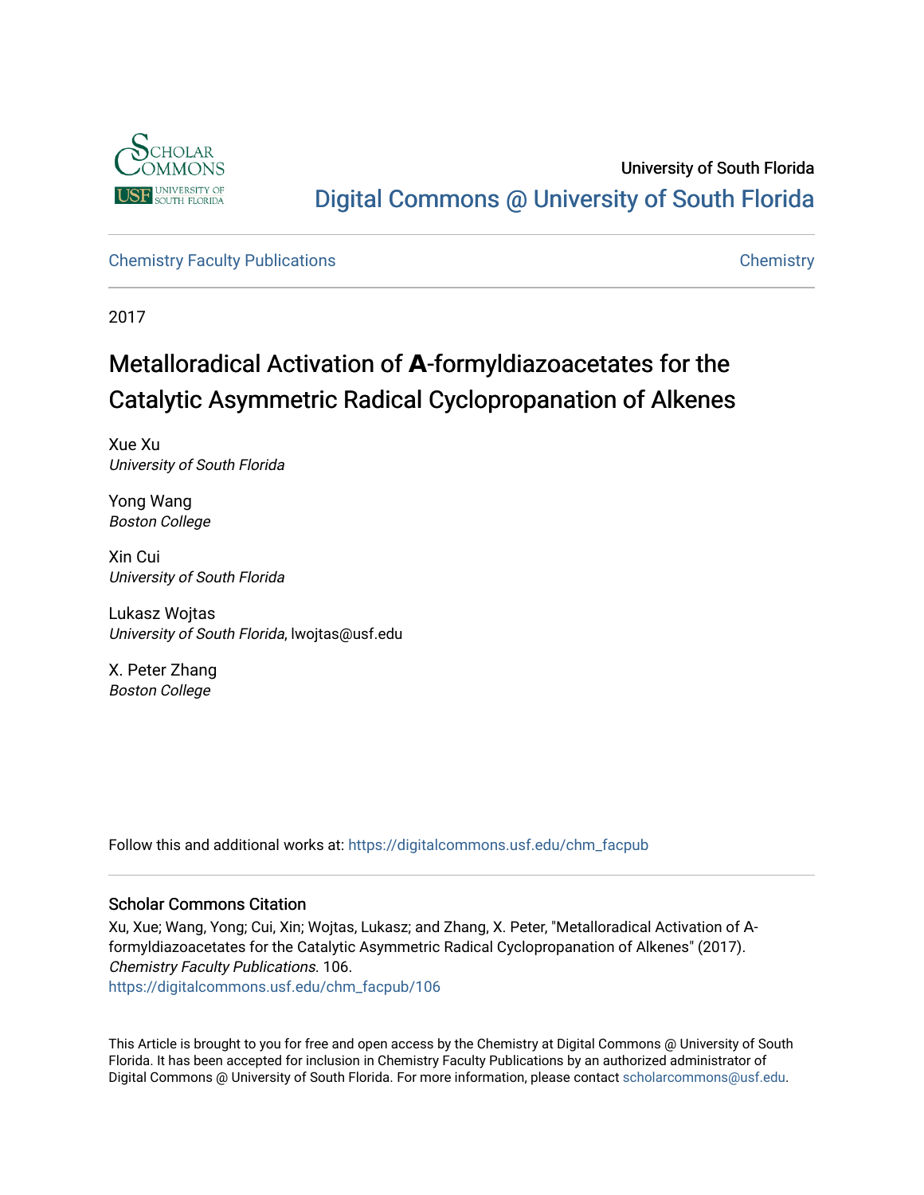University of South Florida

Digital Commons @ University of South Florida

Chemistry Faculty Publications

Chemistry

2017

# Metalloradical Activation of A-formyldiazoacetates for the Catalytic Asymmetric Radical Cyclopropanation of Alkenes

Xue Xu
*University of South Florida*

Yong Wang
*Boston College*

Xin Cui
*University of South Florida*

Lukasz Wojtas
*University of South Florida*, lwojtas@usf.edu

X. Peter Zhang
*Boston College*

Follow this and additional works at: https://digitalcommons.usf.edu/chm_facpub

## Scholar Commons Citation

Xu, Xue; Wang, Yong; Cui, Xin; Wojtas, Lukasz; and Zhang, X. Peter, "Metalloradical Activation of A-formyldiazoacetates for the Catalytic Asymmetric Radical Cyclopropanation of Alkenes" (2017). *Chemistry Faculty Publications*. 106.
https://digitalcommons.usf.edu/chm_facpub/106

This Article is brought to you for free and open access by the Chemistry at Digital Commons @ University of South Florida. It has been accepted for inclusion in Chemistry Faculty Publications by an authorized administrator of Digital Commons @ University of South Florida. For more information, please contact scholarcommons@usf.edu.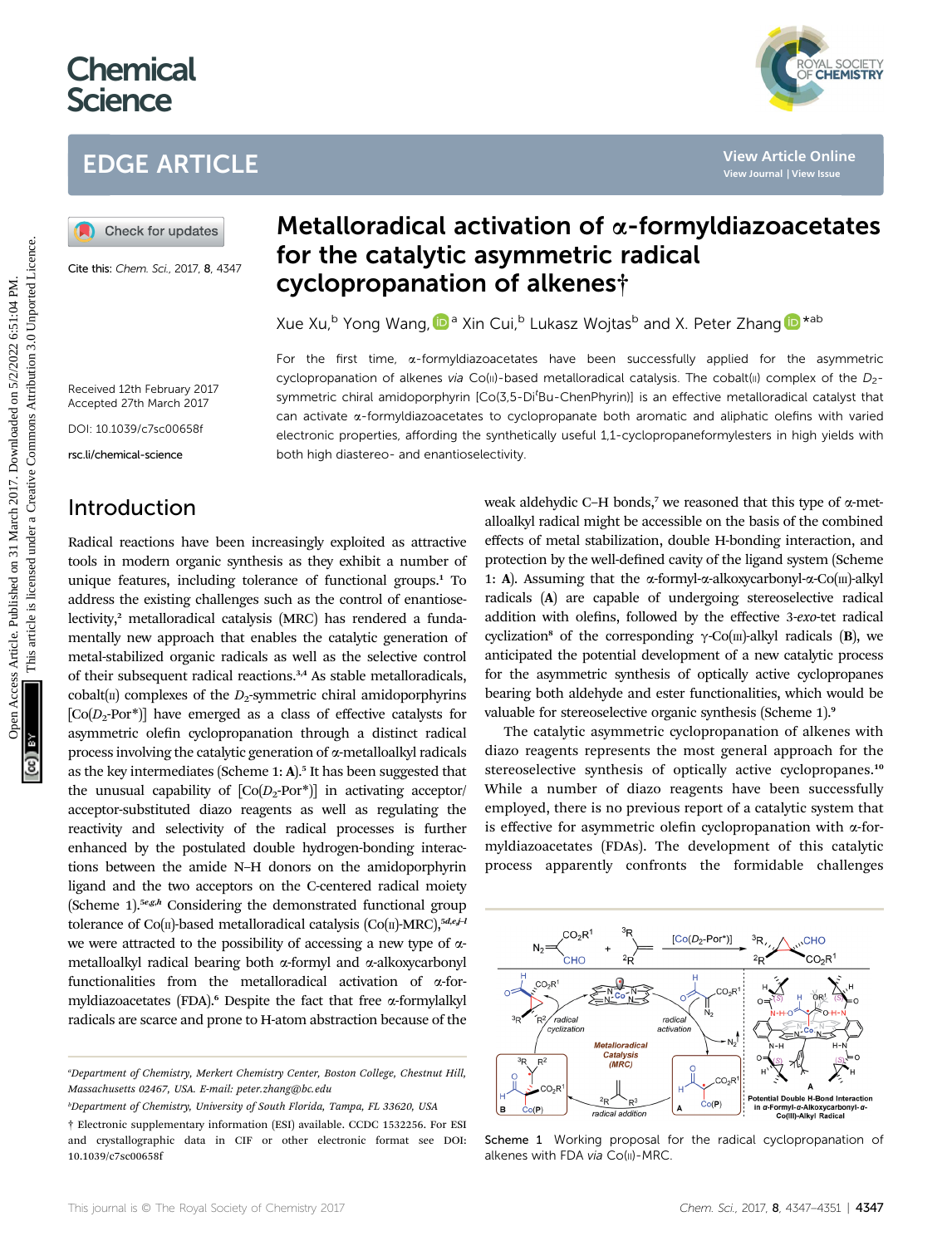# Metalloradical activation of α-formyldiazoacetates for the catalytic asymmetric radical cyclopropanation of alkenes†

Xue Xu,[b] Yong Wang,[a] Xin Cui,[b] Lukasz Wojtas[b] and X. Peter Zhang*[ab]

Cite this: *Chem. Sci.*, 2017, **8**, 4347

Received 12th February 2017
Accepted 27th March 2017

DOI: 10.1039/c7sc00658f

rsc.li/chemical-science

For the first time, α-formyldiazoacetates have been successfully applied for the asymmetric cyclopropanation of alkenes *via* Co(II)-based metalloradical catalysis. The cobalt(II) complex of the $D_2$-symmetric chiral amidoporphyrin [Co(3,5-Di$^t$Bu-ChenPhyrin)] is an effective metalloradical catalyst that can activate α-formyldiazoacetates to cyclopropanate both aromatic and aliphatic olefins with varied electronic properties, affording the synthetically useful 1,1-cyclopropaneformylesters in high yields with both high diastereo- and enantioselectivity.

## Introduction

Radical reactions have been increasingly exploited as attractive tools in modern organic synthesis as they exhibit a number of unique features, including tolerance of functional groups.[1] To address the existing challenges such as the control of enantioselectivity,[2] metalloradical catalysis (MRC) has rendered a fundamentally new approach that enables the catalytic generation of metal-stabilized organic radicals as well as the selective control of their subsequent radical reactions.[3,4] As stable metalloradicals, cobalt(II) complexes of the $D_2$-symmetric chiral amidoporphyrins [Co($D_2$-Por*)] have emerged as a class of effective catalysts for asymmetric olefin cyclopropanation through a distinct radical process involving the catalytic generation of α-metalloalkyl radicals as the key intermediates (Scheme 1: **A**).[5] It has been suggested that the unusual capability of [Co($D_2$-Por*)] in activating acceptor/acceptor-substituted diazo reagents as well as regulating the reactivity and selectivity of the radical processes is further enhanced by the postulated double hydrogen-bonding interactions between the amide N–H donors on the amidoporphyrin ligand and the two acceptors on the C-centered radical moiety (Scheme 1).[5e,g,h] Considering the demonstrated functional group tolerance of Co(II)-based metalloradical catalysis (Co(II)-MRC),[5d,e,j–l] we were attracted to the possibility of accessing a new type of α-metalloalkyl radical bearing both α-formyl and α-alkoxycarbonyl functionalities from the metalloradical activation of α-formyldiazoacetates (FDA).[6] Despite the fact that free α-formylalkyl radicals are scarce and prone to H-atom abstraction because of the weak aldehydic C–H bonds,[7] we reasoned that this type of α-metalloalkyl radical might be accessible on the basis of the combined effects of metal stabilization, double H-bonding interaction, and protection by the well-defined cavity of the ligand system (Scheme 1: **A**). Assuming that the α-formyl-α-alkoxycarbonyl-α-Co(III)-alkyl radicals (**A**) are capable of undergoing stereoselective radical addition with olefins, followed by the effective 3-*exo*-tet radical cyclization[8] of the corresponding γ-Co(III)-alkyl radicals (**B**), we anticipated the potential development of a new catalytic process for the asymmetric synthesis of optically active cyclopropanes bearing both aldehyde and ester functionalities, which would be valuable for stereoselective organic synthesis (Scheme 1).[9]

The catalytic asymmetric cyclopropanation of alkenes with diazo reagents represents the most general approach for the stereoselective synthesis of optically active cyclopropanes.[10] While a number of diazo reagents have been successfully employed, there is no previous report of a catalytic system that is effective for asymmetric olefin cyclopropanation with α-formyldiazoacetates (FDAs). The development of this catalytic process apparently confronts the formidable challenges

Scheme 1 Working proposal for the radical cyclopropanation of alkenes with FDA *via* Co(II)-MRC.

[a]Department of Chemistry, Merkert Chemistry Center, Boston College, Chestnut Hill, Massachusetts 02467, USA. E-mail: peter.zhang@bc.edu

[b]Department of Chemistry, University of South Florida, Tampa, FL 33620, USA

† Electronic supplementary information (ESI) available. CCDC 1532256. For ESI and crystallographic data in CIF or other electronic format see DOI: 10.1039/c7sc00658f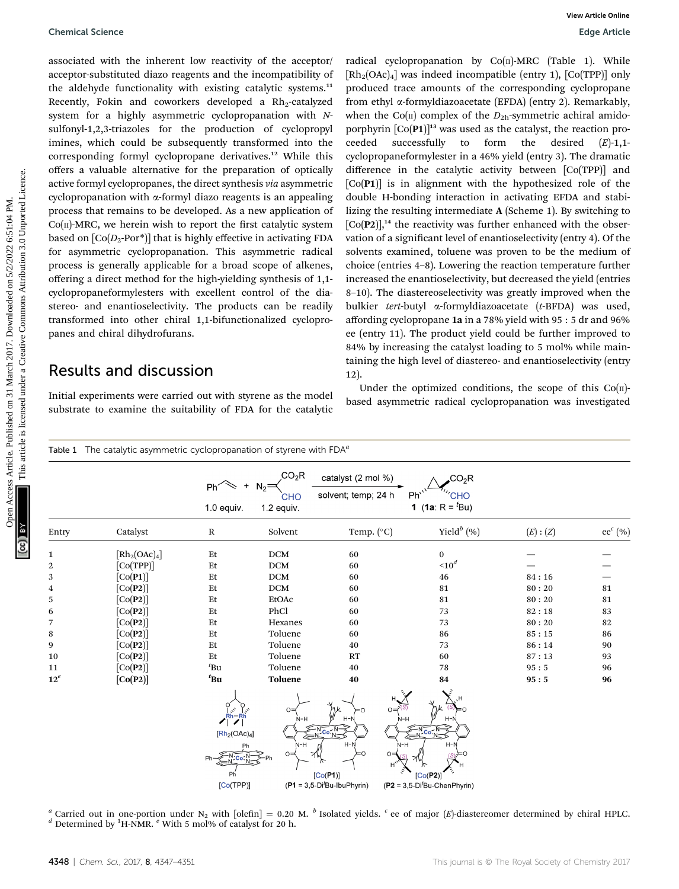associated with the inherent low reactivity of the acceptor/acceptor-substituted diazo reagents and the incompatibility of the aldehyde functionality with existing catalytic systems.[11] Recently, Fokin and coworkers developed a $Rh_2$-catalyzed system for a highly asymmetric cyclopropanation with *N*-sulfonyl-1,2,3-triazoles for the production of cyclopropyl imines, which could be subsequently transformed into the corresponding formyl cyclopropane derivatives.[12] While this offers a valuable alternative for the preparation of optically active formyl cyclopropanes, the direct synthesis *via* asymmetric cyclopropanation with α-formyl diazo reagents is an appealing process that remains to be developed. As a new application of Co(II)-MRC, we herein wish to report the first catalytic system based on [Co($D_2$-Por*)] that is highly effective in activating FDA for asymmetric cyclopropanation. This asymmetric radical process is generally applicable for a broad scope of alkenes, offering a direct method for the high-yielding synthesis of 1,1-cyclopropaneformylesters with excellent control of the diastereo- and enantioselectivity. The products can be readily transformed into other chiral 1,1-bifunctionalized cyclopropanes and chiral dihydrofurans.

## Results and discussion

Initial experiments were carried out with styrene as the model substrate to examine the suitability of FDA for the catalytic radical cyclopropanation by Co(II)-MRC (Table 1). While [$Rh_2(OAc)_4$] was indeed incompatible (entry 1), [Co(TPP)] only produced trace amounts of the corresponding cyclopropane from ethyl α-formyldiazoacetate (EFDA) (entry 2). Remarkably, when the Co(II) complex of the $D_{2h}$-symmetric achiral amidoporphyrin [Co(**P1**)][13] was used as the catalyst, the reaction proceeded successfully to form the desired (*E*)-1,1-cyclopropaneformylester in a 46% yield (entry 3). The dramatic difference in the catalytic activity between [Co(TPP)] and [Co(**P1**)] is in alignment with the hypothesized role of the double H-bonding interaction in activating EFDA and stabilizing the resulting intermediate **A** (Scheme 1). By switching to [Co(**P2**)],[14] the reactivity was further enhanced with the observation of a significant level of enantioselectivity (entry 4). Of the solvents examined, toluene was proven to be the medium of choice (entries 4–8). Lowering the reaction temperature further increased the enantioselectivity, but decreased the yield (entries 8–10). The diastereoselectivity was greatly improved when the bulkier *tert*-butyl α-formyldiazoacetate (*t*-BFDA) was used, affording cyclopropane **1a** in a 78% yield with 95 : 5 dr and 96% ee (entry 11). The product yield could be further improved to 84% by increasing the catalyst loading to 5 mol% while maintaining the high level of diastereo- and enantioselectivity (entry 12).

Under the optimized conditions, the scope of this Co(II)-based asymmetric radical cyclopropanation was investigated

Table 1 The catalytic asymmetric cyclopropanation of styrene with FDA[a]

Ph-CH=CH$_2$ (1.0 equiv.) + $N_2$=C($CO_2R$)(CHO) (1.2 equiv.) → catalyst (2 mol %), solvent; temp; 24 h → **1** (**1a**: R = $^t$Bu)

| Entry | Catalyst | R | Solvent | Temp. (°C) | Yield[b] (%) | (*E*) : (*Z*) | ee[c] (%) |
|---|---|---|---|---|---|---|---|
| 1 | [$Rh_2(OAc)_4$] | Et | DCM | 60 | 0 | — | — |
| 2 | [Co(TPP)] | Et | DCM | 60 | <10[d] | — | — |
| 3 | [Co(**P1**)] | Et | DCM | 60 | 46 | 84 : 16 | — |
| 4 | [Co(**P2**)] | Et | DCM | 60 | 81 | 80 : 20 | 81 |
| 5 | [Co(**P2**)] | Et | EtOAc | 60 | 81 | 80 : 20 | 81 |
| 6 | [Co(**P2**)] | Et | PhCl | 60 | 73 | 82 : 18 | 83 |
| 7 | [Co(**P2**)] | Et | Hexanes | 60 | 73 | 80 : 20 | 82 |
| 8 | [Co(**P2**)] | Et | Toluene | 60 | 86 | 85 : 15 | 86 |
| 9 | [Co(**P2**)] | Et | Toluene | 40 | 73 | 86 : 14 | 90 |
| 10 | [Co(**P2**)] | Et | Toluene | RT | 60 | 87 : 13 | 93 |
| 11 | [Co(**P2**)] | $^t$Bu | Toluene | 40 | 78 | 95 : 5 | 96 |
| **12**[e] | **[Co(P2)]** | **$^t$Bu** | **Toluene** | **40** | **84** | **95 : 5** | **96** |

[$Rh_2(OAc)_4$] [Co(TPP)] [Co(**P1**)] (**P1** = 3,5-Di$^t$Bu-IbuPhyrin) [Co(**P2**)] (**P2** = 3,5-Di$^t$Bu-ChenPhyrin)

[a] Carried out in one-portion under $N_2$ with [olefin] = 0.20 M. [b] Isolated yields. [c] ee of major (*E*)-diastereomer determined by chiral HPLC. [d] Determined by $^1$H-NMR. [e] With 5 mol% of catalyst for 20 h.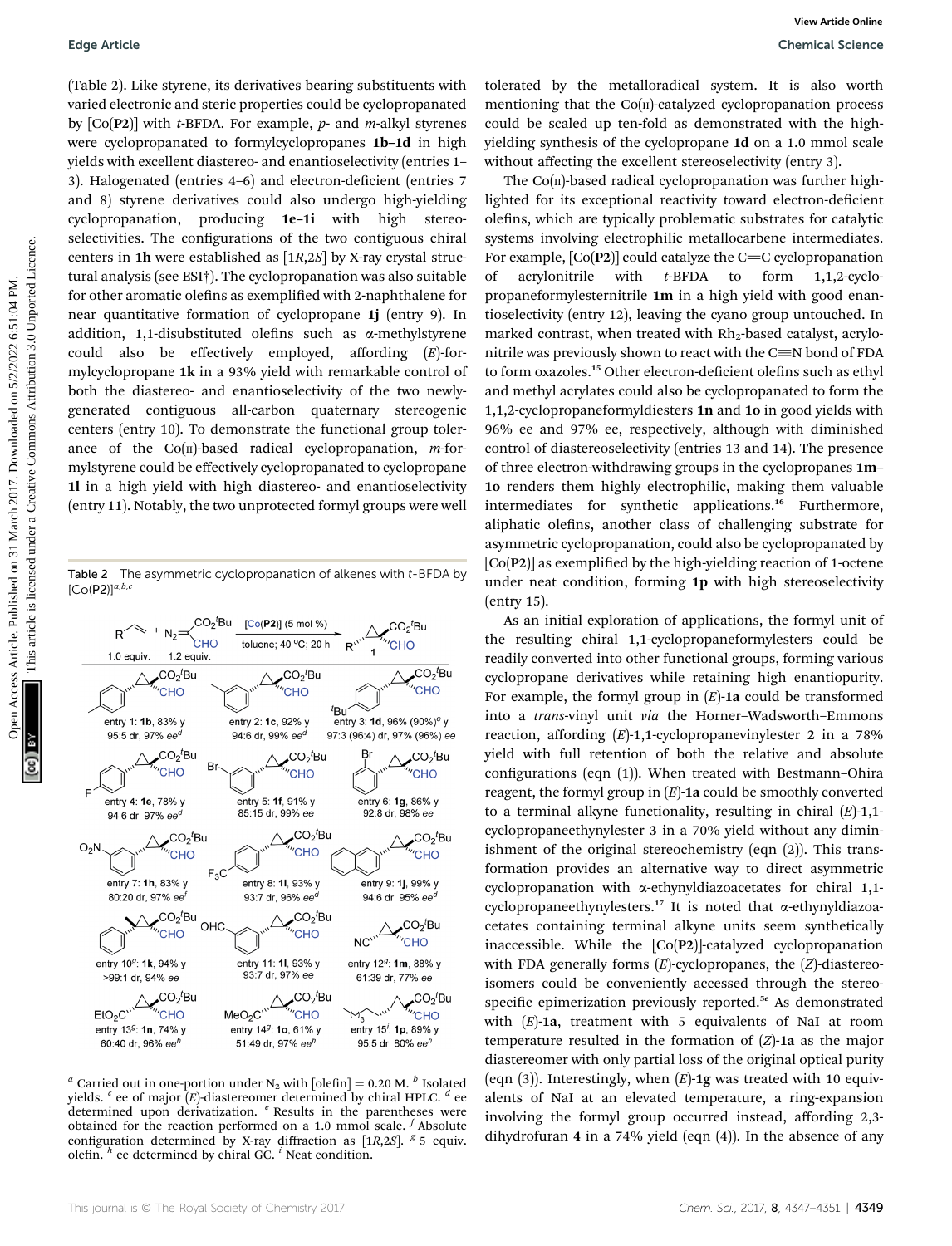(Table 2). Like styrene, its derivatives bearing substituents with varied electronic and steric properties could be cyclopropanated by [Co(**P2**)] with *t*-BFDA. For example, *p*- and *m*-alkyl styrenes were cyclopropanated to formylcyclopropanes **1b–1d** in high yields with excellent diastereo- and enantioselectivity (entries 1–3). Halogenated (entries 4–6) and electron-deficient (entries 7 and 8) styrene derivatives could also undergo high-yielding cyclopropanation, producing **1e–1i** with high stereoselectivities. The configurations of the two contiguous chiral centers in **1h** were established as [1*R*,2*S*] by X-ray crystal structural analysis (see ESI†). The cyclopropanation was also suitable for other aromatic olefins as exemplified with 2-naphthalene for near quantitative formation of cyclopropane **1j** (entry 9). In addition, 1,1-disubstituted olefins such as α-methylstyrene could also be effectively employed, affording (*E*)-formylcyclopropane **1k** in a 93% yield with remarkable control of both the diastereo- and enantioselectivity of the two newly-generated contiguous all-carbon quaternary stereogenic centers (entry 10). To demonstrate the functional group tolerance of the Co(II)-based radical cyclopropanation, *m*-formylstyrene could be effectively cyclopropanated to cyclopropane **1l** in a high yield with high diastereo- and enantioselectivity (entry 11). Notably, the two unprotected formyl groups were well tolerated by the metalloradical system. It is also worth mentioning that the Co(II)-catalyzed cyclopropanation process could be scaled up ten-fold as demonstrated with the high-yielding synthesis of the cyclopropane **1d** on a 1.0 mmol scale without affecting the excellent stereoselectivity (entry 3).

The Co(II)-based radical cyclopropanation was further highlighted for its exceptional reactivity toward electron-deficient olefins, which are typically problematic substrates for catalytic systems involving electrophilic metallocarbene intermediates. For example, [Co(**P2**)] could catalyze the C=C cyclopropanation of acrylonitrile with *t*-BFDA to form 1,1,2-cyclopropaneformylesternitrile **1m** in a high yield with good enantioselectivity (entry 12), leaving the cyano group untouched. In marked contrast, when treated with Rh₂-based catalyst, acrylonitrile was previously shown to react with the C≡N bond of FDA to form oxazoles.[15] Other electron-deficient olefins such as ethyl and methyl acrylates could also be cyclopropanated to form the 1,1,2-cyclopropaneformyldiesters **1n** and **1o** in good yields with 96% ee and 97% ee, respectively, although with diminished control of diastereoselectivity (entries 13 and 14). The presence of three electron-withdrawing groups in the cyclopropanes **1m–1o** renders them highly electrophilic, making them valuable intermediates for synthetic applications.[16] Furthermore, aliphatic olefins, another class of challenging substrate for asymmetric cyclopropanation, could also be cyclopropanated by [Co(**P2**)] as exemplified by the high-yielding reaction of 1-octene under neat condition, forming **1p** with high stereoselectivity (entry 15).

As an initial exploration of applications, the formyl unit of the resulting chiral 1,1-cyclopropaneformylesters could be readily converted into other functional groups, forming various cyclopropane derivatives while retaining high enantiopurity. For example, the formyl group in (*E*)-**1a** could be transformed into a *trans*-vinyl unit *via* the Horner–Wadsworth–Emmons reaction, affording (*E*)-1,1-cyclopropanevinylester **2** in a 78% yield with full retention of both the relative and absolute configurations (eqn (1)). When treated with Bestmann–Ohira reagent, the formyl group in (*E*)-**1a** could be smoothly converted to a terminal alkyne functionality, resulting in chiral (*E*)-1,1-cyclopropaneethynylester **3** in a 70% yield without any diminishment of the original stereochemistry (eqn (2)). This transformation provides an alternative way to direct asymmetric cyclopropanation with α-ethynyldiazoacetates for chiral 1,1-cyclopropaneethynylesters.[17] It is noted that α-ethynyldiazoacetates containing terminal alkyne units seem synthetically inaccessible. While the [Co(**P2**)]-catalyzed cyclopropanation with FDA generally forms (*E*)-cyclopropanes, the (*Z*)-diastereoisomers could be conveniently accessed through the stereospecific epimerization previously reported.[5e] As demonstrated with (*E*)-**1a**, treatment with 5 equivalents of NaI at room temperature resulted in the formation of (*Z*)-**1a** as the major diastereomer with only partial loss of the original optical purity (eqn (3)). Interestingly, when (*E*)-**1g** was treated with 10 equivalents of NaI at an elevated temperature, a ring-expansion involving the formyl group occurred instead, affording 2,3-dihydrofuran **4** in a 74% yield (eqn (4)). In the absence of any

Table 2 The asymmetric cyclopropanation of alkenes with *t*-BFDA by [Co(**P2**)][a,b,c]

Reaction: R-CH=CH₂ (1.0 equiv.) + $N_2$=C(CO$_2$$^t$Bu)(CHO) (1.2 equiv.) → [Co(**P2**)] (5 mol%), toluene; 40 °C; 20 h → **1**

| Entry | Product | Yield | dr | ee |
|---|---|---|---|---|
| 1 | **1b** | 83% | 95:5 | 97%[d] |
| 2 | **1c** | 92% | 94:6 | 99%[d] |
| 3 | **1d** | 96% (90%)[e] | 97:3 (96:4) | 97% (96%) |
| 4 | **1e** | 78% | 94:6 | 97%[d] |
| 5 | **1f** | 91% | 85:15 | 99% |
| 6 | **1g** | 86% | 92:8 | 98% |
| 7 | **1h** | 83% | 80:20 | 97%[f] |
| 8 | **1i** | 93% | 93:7 | 96%[d] |
| 9 | **1j** | 99% | 94:6 | 95%[d] |
| 10[g] | **1k** | 94% | >99:1 | 94% |
| 11 | **1l** | 93% | 93:7 | 97% |
| 12[g] | **1m** | 88% | 61:39 | 77% |
| 13[g] | **1n** | 74% | 60:40 | 96%[h] |
| 14[g] | **1o** | 61% | 51:49 | 97%[h] |
| 15[i] | **1p** | 89% | 95:5 | 80%[h] |

[a] Carried out in one-portion under $N_2$ with [olefin] = 0.20 M. [b] Isolated yields. [c] ee of major (*E*)-diastereomer determined by chiral HPLC. [d] ee determined upon derivatization. [e] Results in the parentheses were obtained for the reaction performed on a 1.0 mmol scale. [f] Absolute configuration determined by X-ray diffraction as [1*R*,2*S*]. [g] 5 equiv. olefin. [h] ee determined by chiral GC. [i] Neat condition.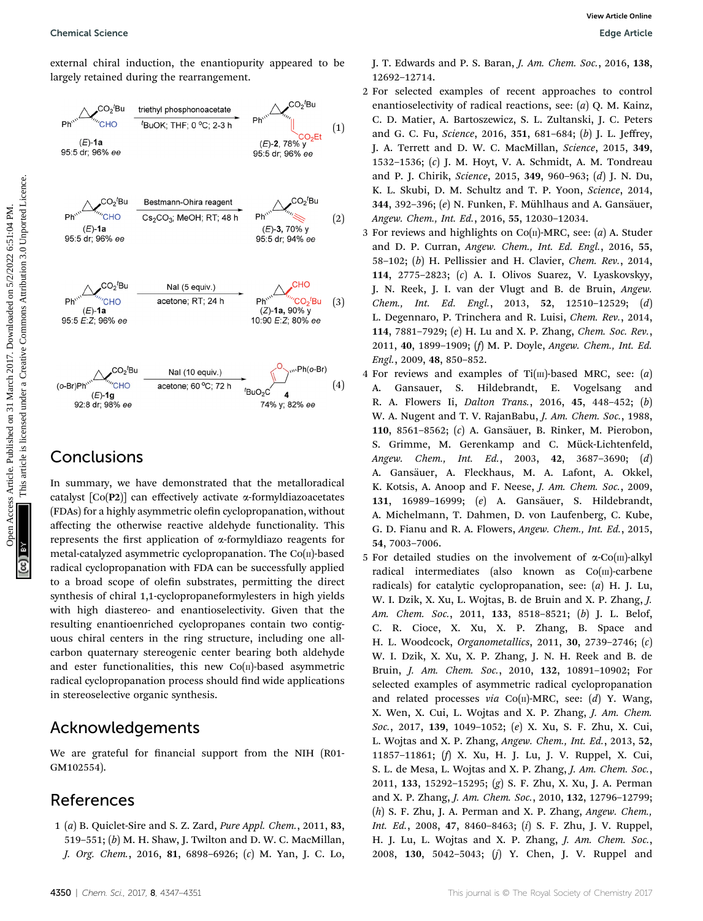external chiral induction, the enantiopurity appeared to be largely retained during the rearrangement.

(1) (E)-1a (95:5 dr; 96% ee) → triethyl phosphonoacetate, $^tBuOK$; THF; 0 °C; 2-3 h → (E)-2, 78% y, 95:5 dr; 96% ee

(2) (E)-1a (95:5 dr; 96% ee) → Bestmann-Ohira reagent, $Cs_2CO_3$; MeOH; RT; 48 h → (E)-3, 70% y, 95:5 dr; 94% ee

(3) (E)-1a (95:5 E:Z; 96% ee) → NaI (5 equiv.), acetone; RT; 24 h → (Z)-1a, 90% y, 10:90 E:Z; 80% ee

(4) (E)-1g (92:8 dr; 98% ee) → NaI (10 equiv.), acetone; 60 °C; 72 h → 4, 74% y; 82% ee

## Conclusions

In summary, we have demonstrated that the metalloradical catalyst [Co(**P2**)] can effectively activate α-formyldiazoacetates (FDAs) for a highly asymmetric olefin cyclopropanation, without affecting the otherwise reactive aldehyde functionality. This represents the first application of α-formyldiazo reagents for metal-catalyzed asymmetric cyclopropanation. The Co(II)-based radical cyclopropanation with FDA can be successfully applied to a broad scope of olefin substrates, permitting the direct synthesis of chiral 1,1-cyclopropaneformylesters in high yields with high diastereo- and enantioselectivity. Given that the resulting enantioenriched cyclopropanes contain two contiguous chiral centers in the ring structure, including one all-carbon quaternary stereogenic center bearing both aldehyde and ester functionalities, this new Co(II)-based asymmetric radical cyclopropanation process should find wide applications in stereoselective organic synthesis.

## Acknowledgements

We are grateful for financial support from the NIH (R01-GM102554).

## References

1 (*a*) B. Quiclet-Sire and S. Z. Zard, *Pure Appl. Chem.*, 2011, **83**, 519–551; (*b*) M. H. Shaw, J. Twilton and D. W. C. MacMillan, *J. Org. Chem.*, 2016, **81**, 6898–6926; (*c*) M. Yan, J. C. Lo, J. T. Edwards and P. S. Baran, *J. Am. Chem. Soc.*, 2016, **138**, 12692–12714.

2 For selected examples of recent approaches to control enantioselectivity of radical reactions, see: (*a*) Q. M. Kainz, C. D. Matier, A. Bartoszewicz, S. L. Zultanski, J. C. Peters and G. C. Fu, *Science*, 2016, **351**, 681–684; (*b*) J. L. Jeffrey, J. A. Terrett and D. W. C. MacMillan, *Science*, 2015, **349**, 1532–1536; (*c*) J. M. Hoyt, V. A. Schmidt, A. M. Tondreau and P. J. Chirik, *Science*, 2015, **349**, 960–963; (*d*) J. N. Du, K. L. Skubi, D. M. Schultz and T. P. Yoon, *Science*, 2014, **344**, 392–396; (*e*) N. Funken, F. Mühlhaus and A. Gansäuer, *Angew. Chem., Int. Ed.*, 2016, **55**, 12030–12034.

3 For reviews and highlights on Co(II)-MRC, see: (*a*) A. Studer and D. P. Curran, *Angew. Chem., Int. Ed. Engl.*, 2016, **55**, 58–102; (*b*) H. Pellissier and H. Clavier, *Chem. Rev.*, 2014, **114**, 2775–2823; (*c*) A. I. Olivos Suarez, V. Lyaskovskyy, J. N. Reek, J. I. van der Vlugt and B. de Bruin, *Angew. Chem., Int. Ed. Engl.*, 2013, **52**, 12510–12529; (*d*) L. Degennaro, P. Trinchera and R. Luisi, *Chem. Rev.*, 2014, **114**, 7881–7929; (*e*) H. Lu and X. P. Zhang, *Chem. Soc. Rev.*, 2011, **40**, 1899–1909; (*f*) M. P. Doyle, *Angew. Chem., Int. Ed. Engl.*, 2009, **48**, 850–852.

4 For reviews and examples of Ti(III)-based MRC, see: (*a*) A. Gansauer, S. Hildebrandt, E. Vogelsang and R. A. Flowers Ii, *Dalton Trans.*, 2016, **45**, 448–452; (*b*) W. A. Nugent and T. V. RajanBabu, *J. Am. Chem. Soc.*, 1988, **110**, 8561–8562; (*c*) A. Gansäuer, B. Rinker, M. Pierobon, S. Grimme, M. Gerenkamp and C. Mück-Lichtenfeld, *Angew. Chem., Int. Ed.*, 2003, **42**, 3687–3690; (*d*) A. Gansäuer, A. Fleckhaus, M. A. Lafont, A. Okkel, K. Kotsis, A. Anoop and F. Neese, *J. Am. Chem. Soc.*, 2009, **131**, 16989–16999; (*e*) A. Gansäuer, S. Hildebrandt, A. Michelmann, T. Dahmen, D. von Laufenberg, C. Kube, G. D. Fianu and R. A. Flowers, *Angew. Chem., Int. Ed.*, 2015, **54**, 7003–7006.

5 For detailed studies on the involvement of α-Co(III)-alkyl radical intermediates (also known as Co(III)-carbene radicals) for catalytic cyclopropanation, see: (*a*) H. J. Lu, W. I. Dzik, X. Xu, L. Wojtas, B. de Bruin and X. P. Zhang, *J. Am. Chem. Soc.*, 2011, **133**, 8518–8521; (*b*) J. L. Belof, C. R. Cioce, X. Xu, X. P. Zhang, B. Space and H. L. Woodcock, *Organometallics*, 2011, **30**, 2739–2746; (*c*) W. I. Dzik, X. Xu, X. P. Zhang, J. N. H. Reek and B. de Bruin, *J. Am. Chem. Soc.*, 2010, **132**, 10891–10902; For selected examples of asymmetric radical cyclopropanation and related processes *via* Co(II)-MRC, see: (*d*) Y. Wang, X. Wen, X. Cui, L. Wojtas and X. P. Zhang, *J. Am. Chem. Soc.*, 2017, **139**, 1049–1052; (*e*) X. Xu, S. F. Zhu, X. Cui, L. Wojtas and X. P. Zhang, *Angew. Chem., Int. Ed.*, 2013, **52**, 11857–11861; (*f*) X. Xu, H. J. Lu, J. V. Ruppel, X. Cui, S. L. de Mesa, L. Wojtas and X. P. Zhang, *J. Am. Chem. Soc.*, 2011, **133**, 15292–15295; (*g*) S. F. Zhu, X. Xu, J. A. Perman and X. P. Zhang, *J. Am. Chem. Soc.*, 2010, **132**, 12796–12799; (*h*) S. F. Zhu, J. A. Perman and X. P. Zhang, *Angew. Chem., Int. Ed.*, 2008, **47**, 8460–8463; (*i*) S. F. Zhu, J. V. Ruppel, H. J. Lu, L. Wojtas and X. P. Zhang, *J. Am. Chem. Soc.*, 2008, **130**, 5042–5043; (*j*) Y. Chen, J. V. Ruppel and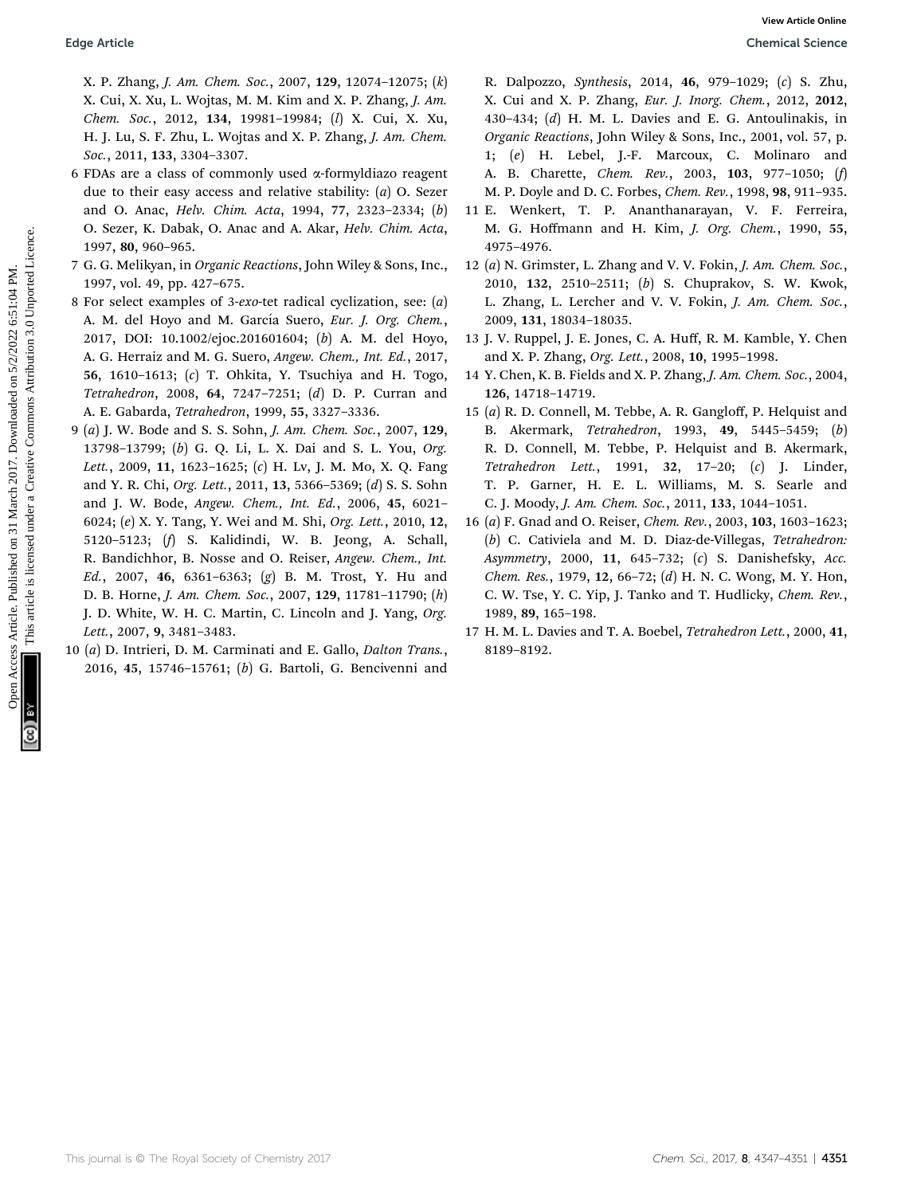X. P. Zhang, *J. Am. Chem. Soc.*, 2007, **129**, 12074–12075; (*k*) X. Cui, X. Xu, L. Wojtas, M. M. Kim and X. P. Zhang, *J. Am. Chem. Soc.*, 2012, **134**, 19981–19984; (*l*) X. Cui, X. Xu, H. J. Lu, S. F. Zhu, L. Wojtas and X. P. Zhang, *J. Am. Chem. Soc.*, 2011, **133**, 3304–3307.

6 FDAs are a class of commonly used α-formyldiazo reagent due to their easy access and relative stability: (*a*) O. Sezer and O. Anac, *Helv. Chim. Acta*, 1994, **77**, 2323–2334; (*b*) O. Sezer, K. Dabak, O. Anac and A. Akar, *Helv. Chim. Acta*, 1997, **80**, 960–965.

7 G. G. Melikyan, in *Organic Reactions*, John Wiley & Sons, Inc., 1997, vol. 49, pp. 427–675.

8 For select examples of 3-*exo*-tet radical cyclization, see: (*a*) A. M. del Hoyo and M. García Suero, *Eur. J. Org. Chem.*, 2017, DOI: 10.1002/ejoc.201601604; (*b*) A. M. del Hoyo, A. G. Herraiz and M. G. Suero, *Angew. Chem., Int. Ed.*, 2017, **56**, 1610–1613; (*c*) T. Ohkita, Y. Tsuchiya and H. Togo, *Tetrahedron*, 2008, **64**, 7247–7251; (*d*) D. P. Curran and A. E. Gabarda, *Tetrahedron*, 1999, **55**, 3327–3336.

9 (*a*) J. W. Bode and S. S. Sohn, *J. Am. Chem. Soc.*, 2007, **129**, 13798–13799; (*b*) G. Q. Li, L. X. Dai and S. L. You, *Org. Lett.*, 2009, **11**, 1623–1625; (*c*) H. Lv, J. M. Mo, X. Q. Fang and Y. R. Chi, *Org. Lett.*, 2011, **13**, 5366–5369; (*d*) S. S. Sohn and J. W. Bode, *Angew. Chem., Int. Ed.*, 2006, **45**, 6021–6024; (*e*) X. Y. Tang, Y. Wei and M. Shi, *Org. Lett.*, 2010, **12**, 5120–5123; (*f*) S. Kalidindi, W. B. Jeong, A. Schall, R. Bandichhor, B. Nosse and O. Reiser, *Angew. Chem., Int. Ed.*, 2007, **46**, 6361–6363; (*g*) B. M. Trost, Y. Hu and D. B. Horne, *J. Am. Chem. Soc.*, 2007, **129**, 11781–11790; (*h*) J. D. White, W. H. C. Martin, C. Lincoln and J. Yang, *Org. Lett.*, 2007, **9**, 3481–3483.

10 (*a*) D. Intrieri, D. M. Carminati and E. Gallo, *Dalton Trans.*, 2016, **45**, 15746–15761; (*b*) G. Bartoli, G. Bencivenni and R. Dalpozzo, *Synthesis*, 2014, **46**, 979–1029; (*c*) S. Zhu, X. Cui and X. P. Zhang, *Eur. J. Inorg. Chem.*, 2012, **2012**, 430–434; (*d*) H. M. L. Davies and E. G. Antoulinakis, in *Organic Reactions*, John Wiley & Sons, Inc., 2001, vol. 57, p. 1; (*e*) H. Lebel, J.-F. Marcoux, C. Molinaro and A. B. Charette, *Chem. Rev.*, 2003, **103**, 977–1050; (*f*) M. P. Doyle and D. C. Forbes, *Chem. Rev.*, 1998, **98**, 911–935.

11 E. Wenkert, T. P. Ananthanarayan, V. F. Ferreira, M. G. Hoffmann and H. Kim, *J. Org. Chem.*, 1990, **55**, 4975–4976.

12 (*a*) N. Grimster, L. Zhang and V. V. Fokin, *J. Am. Chem. Soc.*, 2010, **132**, 2510–2511; (*b*) S. Chuprakov, S. W. Kwok, L. Zhang, L. Lercher and V. V. Fokin, *J. Am. Chem. Soc.*, 2009, **131**, 18034–18035.

13 J. V. Ruppel, J. E. Jones, C. A. Huff, R. M. Kamble, Y. Chen and X. P. Zhang, *Org. Lett.*, 2008, **10**, 1995–1998.

14 Y. Chen, K. B. Fields and X. P. Zhang, *J. Am. Chem. Soc.*, 2004, **126**, 14718–14719.

15 (*a*) R. D. Connell, M. Tebbe, A. R. Gangloff, P. Helquist and B. Akermark, *Tetrahedron*, 1993, **49**, 5445–5459; (*b*) R. D. Connell, M. Tebbe, P. Helquist and B. Akermark, *Tetrahedron Lett.*, 1991, **32**, 17–20; (*c*) J. Linder, T. P. Garner, H. E. L. Williams, M. S. Searle and C. J. Moody, *J. Am. Chem. Soc.*, 2011, **133**, 1044–1051.

16 (*a*) F. Gnad and O. Reiser, *Chem. Rev.*, 2003, **103**, 1603–1623; (*b*) C. Cativiela and M. D. Diaz-de-Villegas, *Tetrahedron: Asymmetry*, 2000, **11**, 645–732; (*c*) S. Danishefsky, *Acc. Chem. Res.*, 1979, **12**, 66–72; (*d*) H. N. C. Wong, M. Y. Hon, C. W. Tse, Y. C. Yip, J. Tanko and T. Hudlicky, *Chem. Rev.*, 1989, **89**, 165–198.

17 H. M. L. Davies and T. A. Boebel, *Tetrahedron Lett.*, 2000, **41**, 8189–8192.